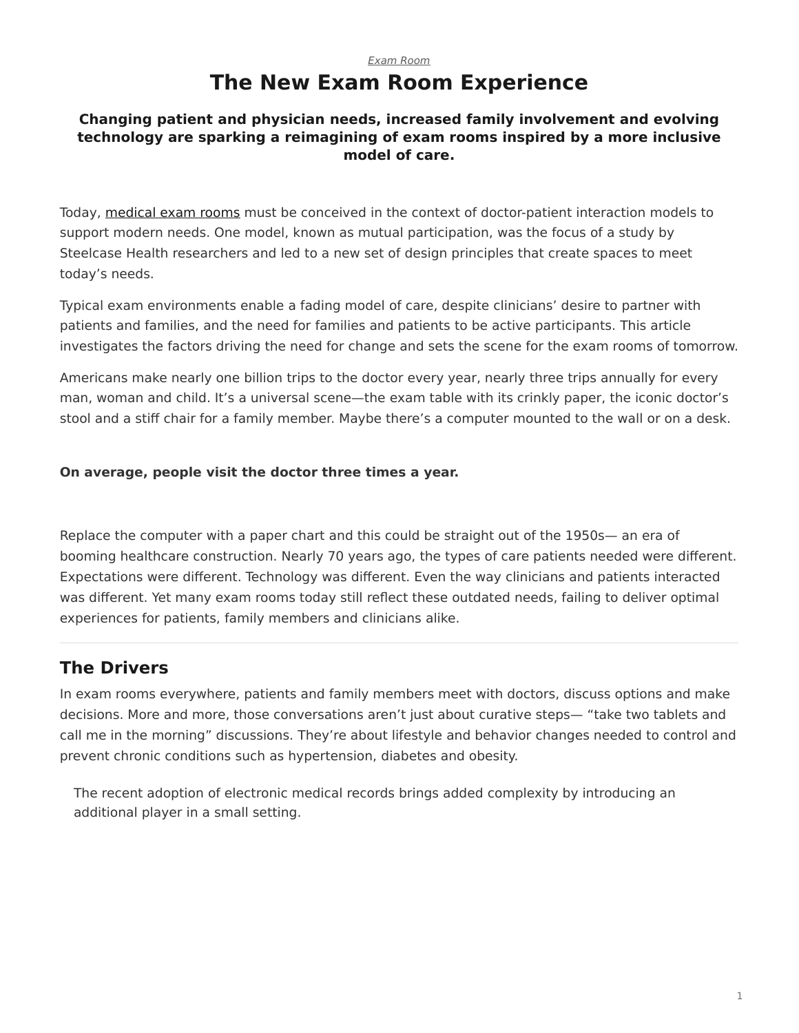*Exam Room*

# The New Exam Room Experience

**Changing patient and physician needs, increased family involvement and evolving technology are sparking a reimagining of exam rooms inspired by a more inclusive model of care.**

Today, medical exam rooms must be conceived in the context of doctor-patient interaction models to support modern needs. One model, known as mutual participation, was the focus of a study by Steelcase Health researchers and led to a new set of design principles that create spaces to meet today's needs.

Typical exam environments enable a fading model of care, despite clinicians' desire to partner with patients and families, and the need for families and patients to be active participants. This article investigates the factors driving the need for change and sets the scene for the exam rooms of tomorrow.

Americans make nearly one billion trips to the doctor every year, nearly three trips annually for every man, woman and child. It's a universal scene—the exam table with its crinkly paper, the iconic doctor's stool and a stiff chair for a family member. Maybe there's a computer mounted to the wall or on a desk.

**On average, people visit the doctor three times a year.**

Replace the computer with a paper chart and this could be straight out of the 1950s— an era of booming healthcare construction. Nearly 70 years ago, the types of care patients needed were different. Expectations were different. Technology was different. Even the way clinicians and patients interacted was different. Yet many exam rooms today still reflect these outdated needs, failing to deliver optimal experiences for patients, family members and clinicians alike.

---

## The Drivers

In exam rooms everywhere, patients and family members meet with doctors, discuss options and make decisions. More and more, those conversations aren't just about curative steps— "take two tablets and call me in the morning" discussions. They're about lifestyle and behavior changes needed to control and prevent chronic conditions such as hypertension, diabetes and obesity.

> The recent adoption of electronic medical records brings added complexity by introducing an additional player in a small setting.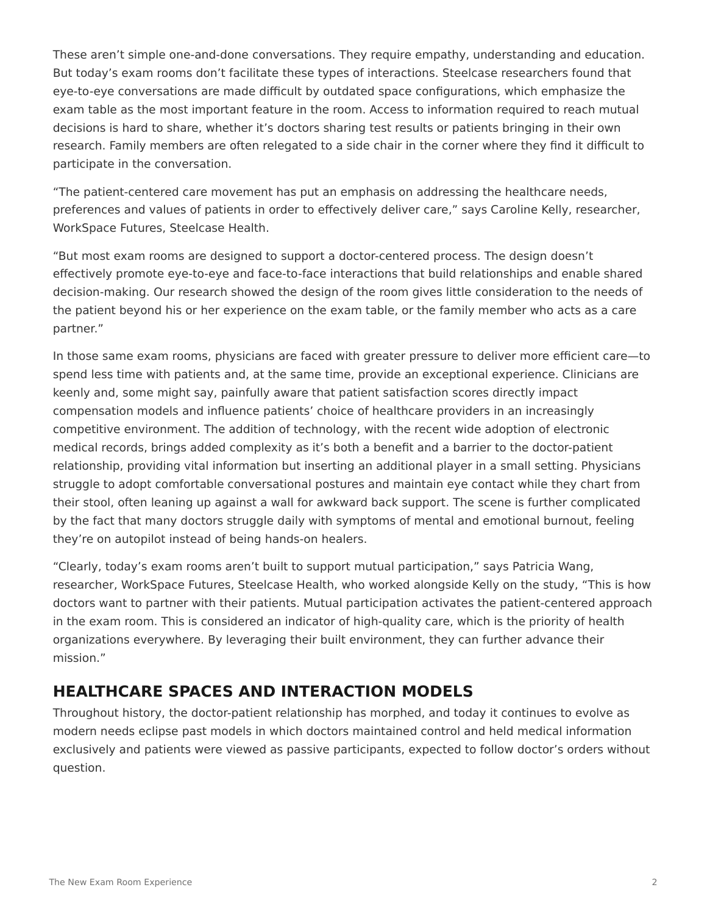These aren’t simple one-and-done conversations. They require empathy, understanding and education. But today’s exam rooms don’t facilitate these types of interactions. Steelcase researchers found that eye-to-eye conversations are made difficult by outdated space configurations, which emphasize the exam table as the most important feature in the room. Access to information required to reach mutual decisions is hard to share, whether it’s doctors sharing test results or patients bringing in their own research. Family members are often relegated to a side chair in the corner where they find it difficult to participate in the conversation.

“The patient-centered care movement has put an emphasis on addressing the healthcare needs, preferences and values of patients in order to effectively deliver care,” says Caroline Kelly, researcher, WorkSpace Futures, Steelcase Health.

“But most exam rooms are designed to support a doctor-centered process. The design doesn’t effectively promote eye-to-eye and face-to-face interactions that build relationships and enable shared decision-making. Our research showed the design of the room gives little consideration to the needs of the patient beyond his or her experience on the exam table, or the family member who acts as a care partner.”

In those same exam rooms, physicians are faced with greater pressure to deliver more efficient care—to spend less time with patients and, at the same time, provide an exceptional experience. Clinicians are keenly and, some might say, painfully aware that patient satisfaction scores directly impact compensation models and influence patients’ choice of healthcare providers in an increasingly competitive environment. The addition of technology, with the recent wide adoption of electronic medical records, brings added complexity as it’s both a benefit and a barrier to the doctor-patient relationship, providing vital information but inserting an additional player in a small setting. Physicians struggle to adopt comfortable conversational postures and maintain eye contact while they chart from their stool, often leaning up against a wall for awkward back support. The scene is further complicated by the fact that many doctors struggle daily with symptoms of mental and emotional burnout, feeling they’re on autopilot instead of being hands-on healers.

“Clearly, today’s exam rooms aren’t built to support mutual participation,” says Patricia Wang, researcher, WorkSpace Futures, Steelcase Health, who worked alongside Kelly on the study, “This is how doctors want to partner with their patients. Mutual participation activates the patient-centered approach in the exam room. This is considered an indicator of high-quality care, which is the priority of health organizations everywhere. By leveraging their built environment, they can further advance their mission.”

## HEALTHCARE SPACES AND INTERACTION MODELS

Throughout history, the doctor-patient relationship has morphed, and today it continues to evolve as modern needs eclipse past models in which doctors maintained control and held medical information exclusively and patients were viewed as passive participants, expected to follow doctor’s orders without question.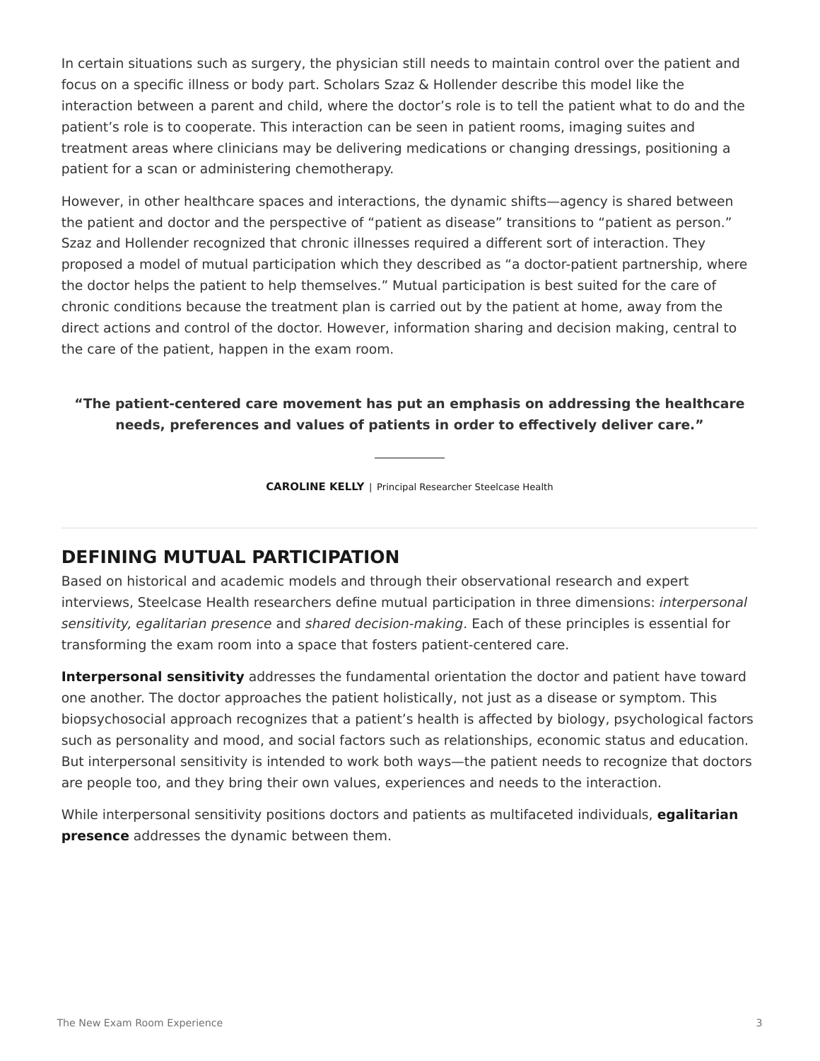In certain situations such as surgery, the physician still needs to maintain control over the patient and focus on a specific illness or body part. Scholars Szaz & Hollender describe this model like the interaction between a parent and child, where the doctor's role is to tell the patient what to do and the patient's role is to cooperate. This interaction can be seen in patient rooms, imaging suites and treatment areas where clinicians may be delivering medications or changing dressings, positioning a patient for a scan or administering chemotherapy.

However, in other healthcare spaces and interactions, the dynamic shifts—agency is shared between the patient and doctor and the perspective of "patient as disease" transitions to "patient as person." Szaz and Hollender recognized that chronic illnesses required a different sort of interaction. They proposed a model of mutual participation which they described as "a doctor-patient partnership, where the doctor helps the patient to help themselves." Mutual participation is best suited for the care of chronic conditions because the treatment plan is carried out by the patient at home, away from the direct actions and control of the doctor. However, information sharing and decision making, central to the care of the patient, happen in the exam room.

> **"The patient-centered care movement has put an emphasis on addressing the healthcare needs, preferences and values of patients in order to effectively deliver care."**
>
> **CAROLINE KELLY** | Principal Researcher Steelcase Health

## DEFINING MUTUAL PARTICIPATION

Based on historical and academic models and through their observational research and expert interviews, Steelcase Health researchers define mutual participation in three dimensions: *interpersonal sensitivity, egalitarian presence* and *shared decision-making*. Each of these principles is essential for transforming the exam room into a space that fosters patient-centered care.

**Interpersonal sensitivity** addresses the fundamental orientation the doctor and patient have toward one another. The doctor approaches the patient holistically, not just as a disease or symptom. This biopsychosocial approach recognizes that a patient's health is affected by biology, psychological factors such as personality and mood, and social factors such as relationships, economic status and education. But interpersonal sensitivity is intended to work both ways—the patient needs to recognize that doctors are people too, and they bring their own values, experiences and needs to the interaction.

While interpersonal sensitivity positions doctors and patients as multifaceted individuals, **egalitarian presence** addresses the dynamic between them.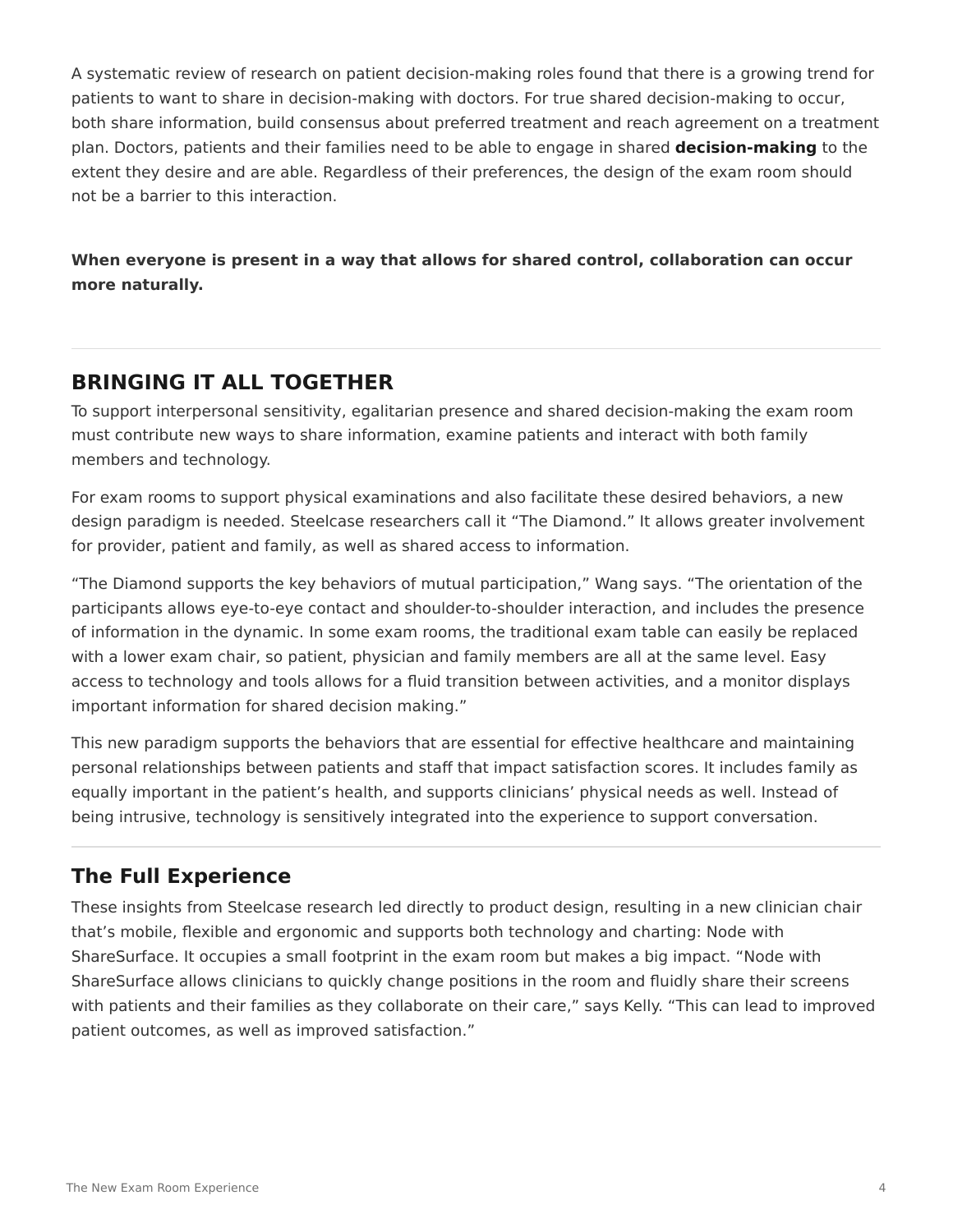A systematic review of research on patient decision-making roles found that there is a growing trend for patients to want to share in decision-making with doctors. For true shared decision-making to occur, both share information, build consensus about preferred treatment and reach agreement on a treatment plan. Doctors, patients and their families need to be able to engage in shared **decision-making** to the extent they desire and are able. Regardless of their preferences, the design of the exam room should not be a barrier to this interaction.

**When everyone is present in a way that allows for shared control, collaboration can occur more naturally.**

---

## BRINGING IT ALL TOGETHER

To support interpersonal sensitivity, egalitarian presence and shared decision-making the exam room must contribute new ways to share information, examine patients and interact with both family members and technology.

For exam rooms to support physical examinations and also facilitate these desired behaviors, a new design paradigm is needed. Steelcase researchers call it "The Diamond." It allows greater involvement for provider, patient and family, as well as shared access to information.

"The Diamond supports the key behaviors of mutual participation," Wang says. "The orientation of the participants allows eye-to-eye contact and shoulder-to-shoulder interaction, and includes the presence of information in the dynamic. In some exam rooms, the traditional exam table can easily be replaced with a lower exam chair, so patient, physician and family members are all at the same level. Easy access to technology and tools allows for a fluid transition between activities, and a monitor displays important information for shared decision making."

This new paradigm supports the behaviors that are essential for effective healthcare and maintaining personal relationships between patients and staff that impact satisfaction scores. It includes family as equally important in the patient's health, and supports clinicians' physical needs as well. Instead of being intrusive, technology is sensitively integrated into the experience to support conversation.

---

## The Full Experience

These insights from Steelcase research led directly to product design, resulting in a new clinician chair that's mobile, flexible and ergonomic and supports both technology and charting: Node with ShareSurface. It occupies a small footprint in the exam room but makes a big impact. "Node with ShareSurface allows clinicians to quickly change positions in the room and fluidly share their screens with patients and their families as they collaborate on their care," says Kelly. "This can lead to improved patient outcomes, as well as improved satisfaction."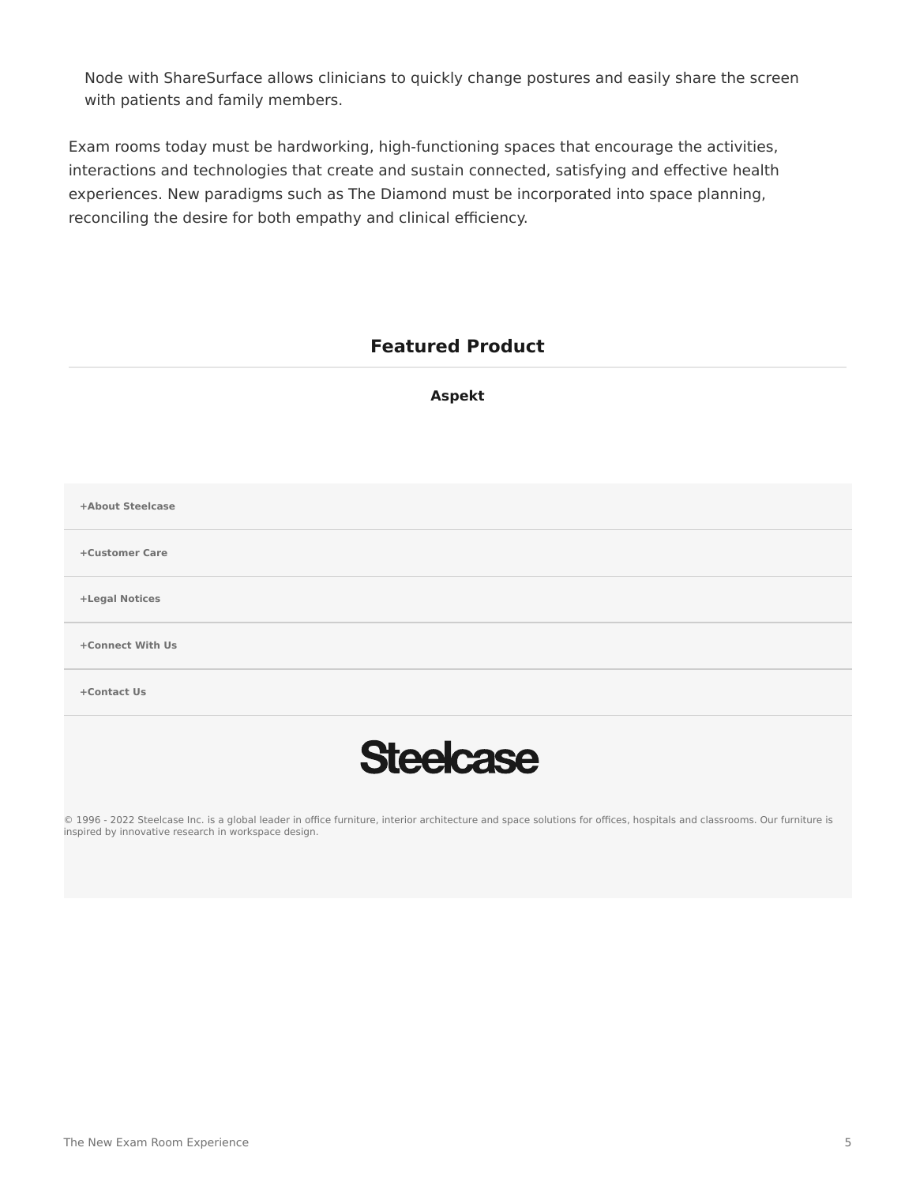Node with ShareSurface allows clinicians to quickly change postures and easily share the screen with patients and family members.

Exam rooms today must be hardworking, high-functioning spaces that encourage the activities, interactions and technologies that create and sustain connected, satisfying and effective health experiences. New paradigms such as The Diamond must be incorporated into space planning, reconciling the desire for both empathy and clinical efficiency.

## Featured Product

**Aspekt**

**+About Steelcase**

**+Customer Care**

**+Legal Notices**

**+Connect With Us**

**+Contact Us**

Steelcase

© 1996 - 2022 Steelcase Inc. is a global leader in office furniture, interior architecture and space solutions for offices, hospitals and classrooms. Our furniture is inspired by innovative research in workspace design.